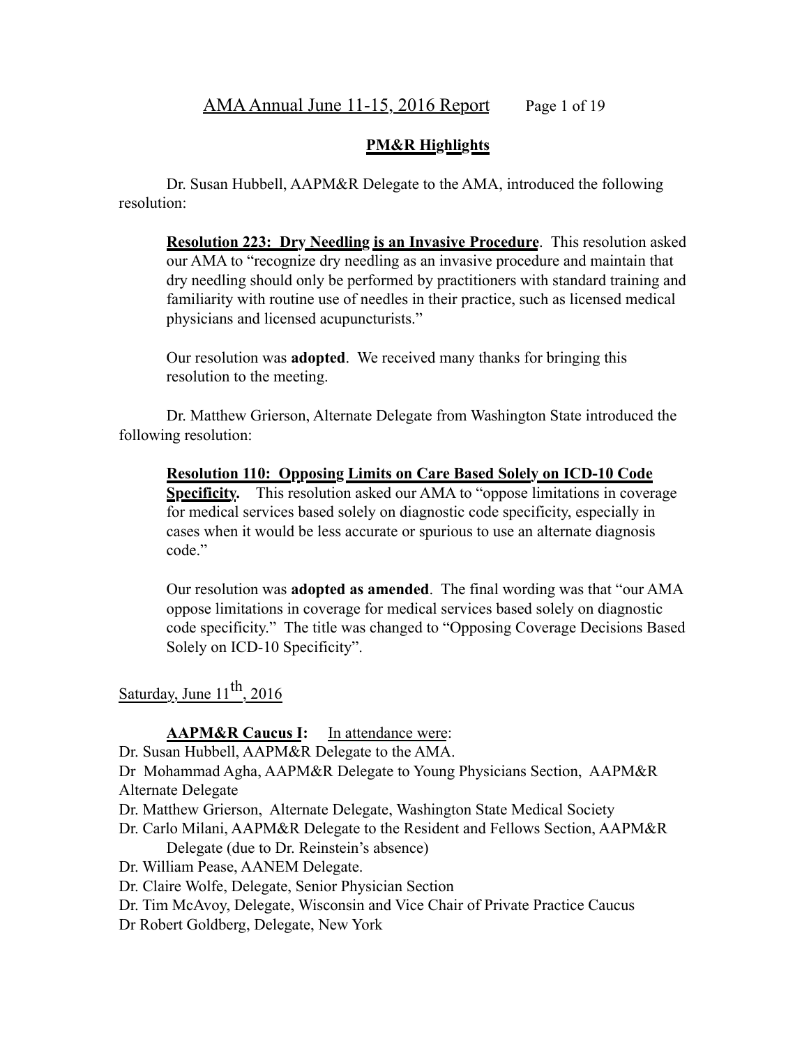# AMA Annual June 11-15, 2016 Report

## PM&R Highlights

Dr. Susan Hubbell, AAPM&R Delegate to the AMA, introduced the following resolution:

> **Resolution 223: Dry Needling is an Invasive Procedure**. This resolution asked our AMA to "recognize dry needling as an invasive procedure and maintain that dry needling should only be performed by practitioners with standard training and familiarity with routine use of needles in their practice, such as licensed medical physicians and licensed acupuncturists."
>
> Our resolution was **adopted**. We received many thanks for bringing this resolution to the meeting.

Dr. Matthew Grierson, Alternate Delegate from Washington State introduced the following resolution:

> **Resolution 110: Opposing Limits on Care Based Solely on ICD-10 Code Specificity.** This resolution asked our AMA to "oppose limitations in coverage for medical services based solely on diagnostic code specificity, especially in cases when it would be less accurate or spurious to use an alternate diagnosis code."
>
> Our resolution was **adopted as amended**. The final wording was that "our AMA oppose limitations in coverage for medical services based solely on diagnostic code specificity." The title was changed to "Opposing Coverage Decisions Based Solely on ICD-10 Specificity".

Saturday, June 11th, 2016

**AAPM&R Caucus I:** In attendance were:

Dr. Susan Hubbell, AAPM&R Delegate to the AMA.
Dr Mohammad Agha, AAPM&R Delegate to Young Physicians Section, AAPM&R Alternate Delegate
Dr. Matthew Grierson, Alternate Delegate, Washington State Medical Society
Dr. Carlo Milani, AAPM&R Delegate to the Resident and Fellows Section, AAPM&R Delegate (due to Dr. Reinstein's absence)
Dr. William Pease, AANEM Delegate.
Dr. Claire Wolfe, Delegate, Senior Physician Section
Dr. Tim McAvoy, Delegate, Wisconsin and Vice Chair of Private Practice Caucus
Dr Robert Goldberg, Delegate, New York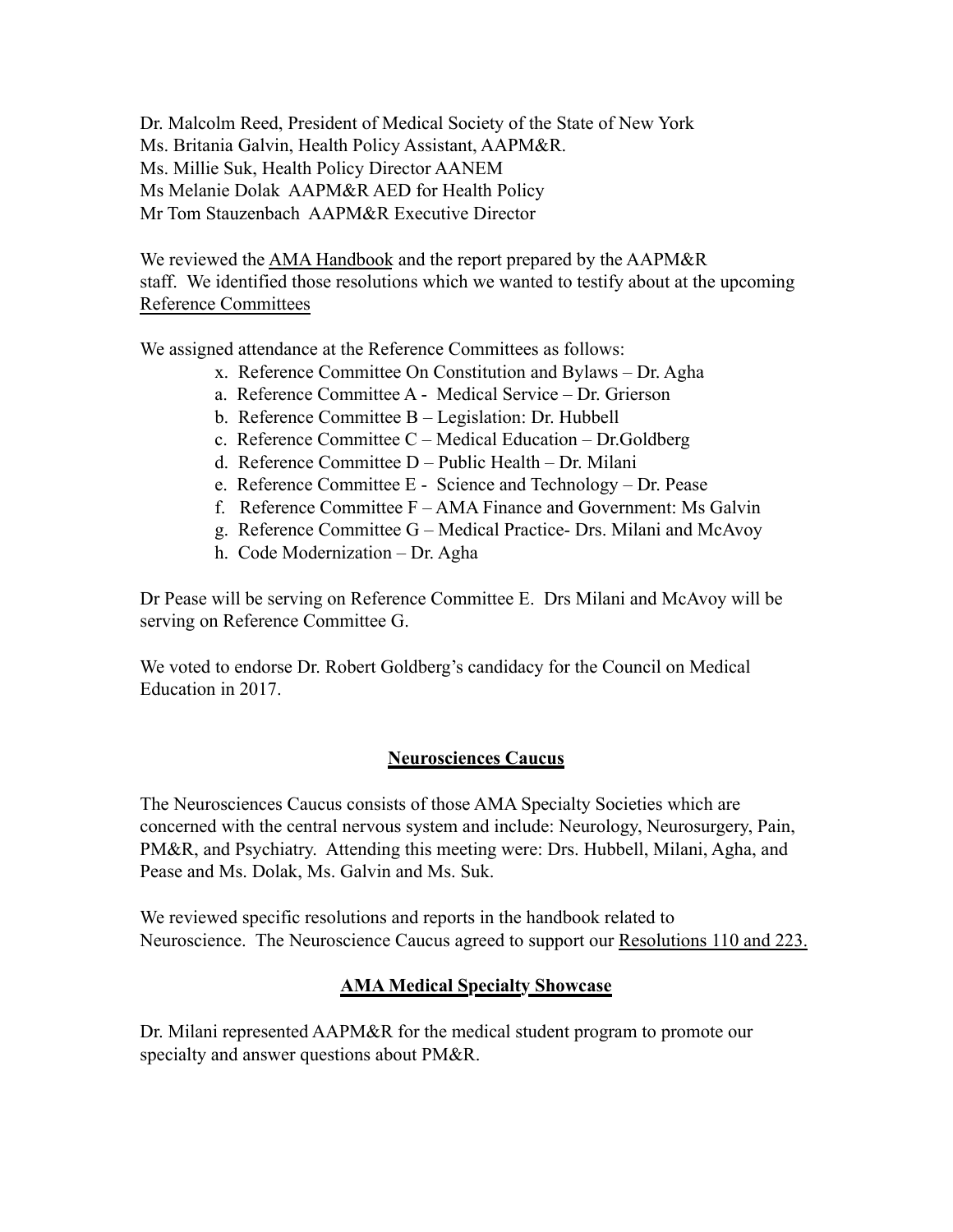Dr. Malcolm Reed, President of Medical Society of the State of New York
Ms. Britania Galvin, Health Policy Assistant, AAPM&R.
Ms. Millie Suk, Health Policy Director AANEM
Ms Melanie Dolak AAPM&R AED for Health Policy
Mr Tom Stauzenbach AAPM&R Executive Director

We reviewed the AMA Handbook and the report prepared by the AAPM&R staff. We identified those resolutions which we wanted to testify about at the upcoming Reference Committees

We assigned attendance at the Reference Committees as follows:

- x. Reference Committee On Constitution and Bylaws – Dr. Agha
- a. Reference Committee A - Medical Service – Dr. Grierson
- b. Reference Committee B – Legislation: Dr. Hubbell
- c. Reference Committee C – Medical Education – Dr.Goldberg
- d. Reference Committee D – Public Health – Dr. Milani
- e. Reference Committee E - Science and Technology – Dr. Pease
- f. Reference Committee F – AMA Finance and Government: Ms Galvin
- g. Reference Committee G – Medical Practice- Drs. Milani and McAvoy
- h. Code Modernization – Dr. Agha

Dr Pease will be serving on Reference Committee E. Drs Milani and McAvoy will be serving on Reference Committee G.

We voted to endorse Dr. Robert Goldberg's candidacy for the Council on Medical Education in 2017.

## Neurosciences Caucus

The Neurosciences Caucus consists of those AMA Specialty Societies which are concerned with the central nervous system and include: Neurology, Neurosurgery, Pain, PM&R, and Psychiatry. Attending this meeting were: Drs. Hubbell, Milani, Agha, and Pease and Ms. Dolak, Ms. Galvin and Ms. Suk.

We reviewed specific resolutions and reports in the handbook related to Neuroscience. The Neuroscience Caucus agreed to support our Resolutions 110 and 223.

## AMA Medical Specialty Showcase

Dr. Milani represented AAPM&R for the medical student program to promote our specialty and answer questions about PM&R.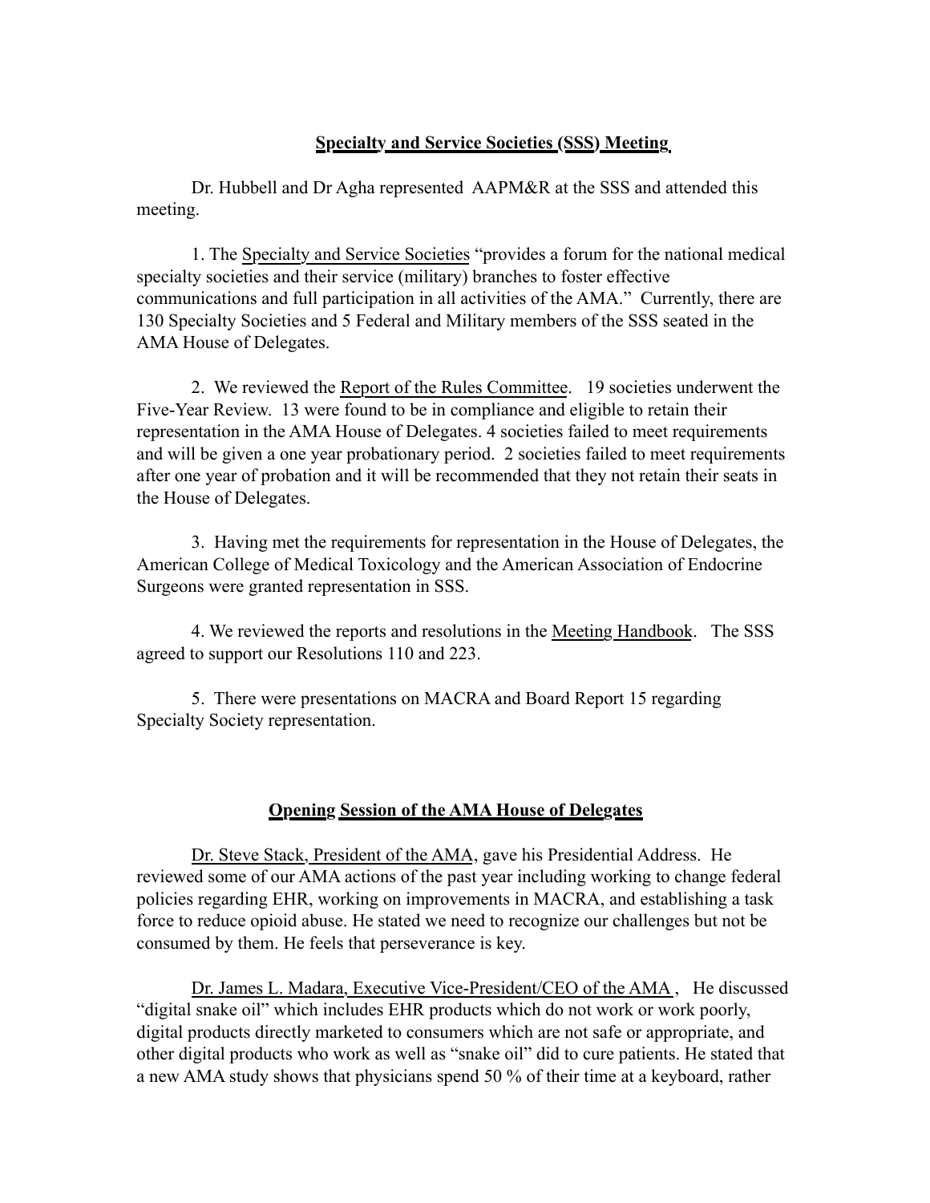## Specialty and Service Societies (SSS) Meeting

Dr. Hubbell and Dr Agha represented AAPM&R at the SSS and attended this meeting.

1. The Specialty and Service Societies "provides a forum for the national medical specialty societies and their service (military) branches to foster effective communications and full participation in all activities of the AMA." Currently, there are 130 Specialty Societies and 5 Federal and Military members of the SSS seated in the AMA House of Delegates.

2. We reviewed the Report of the Rules Committee. 19 societies underwent the Five-Year Review. 13 were found to be in compliance and eligible to retain their representation in the AMA House of Delegates. 4 societies failed to meet requirements and will be given a one year probationary period. 2 societies failed to meet requirements after one year of probation and it will be recommended that they not retain their seats in the House of Delegates.

3. Having met the requirements for representation in the House of Delegates, the American College of Medical Toxicology and the American Association of Endocrine Surgeons were granted representation in SSS.

4. We reviewed the reports and resolutions in the Meeting Handbook. The SSS agreed to support our Resolutions 110 and 223.

5. There were presentations on MACRA and Board Report 15 regarding Specialty Society representation.

## Opening Session of the AMA House of Delegates

Dr. Steve Stack, President of the AMA, gave his Presidential Address. He reviewed some of our AMA actions of the past year including working to change federal policies regarding EHR, working on improvements in MACRA, and establishing a task force to reduce opioid abuse. He stated we need to recognize our challenges but not be consumed by them. He feels that perseverance is key.

Dr. James L. Madara, Executive Vice-President/CEO of the AMA , He discussed "digital snake oil" which includes EHR products which do not work or work poorly, digital products directly marketed to consumers which are not safe or appropriate, and other digital products who work as well as "snake oil" did to cure patients. He stated that a new AMA study shows that physicians spend 50 % of their time at a keyboard, rather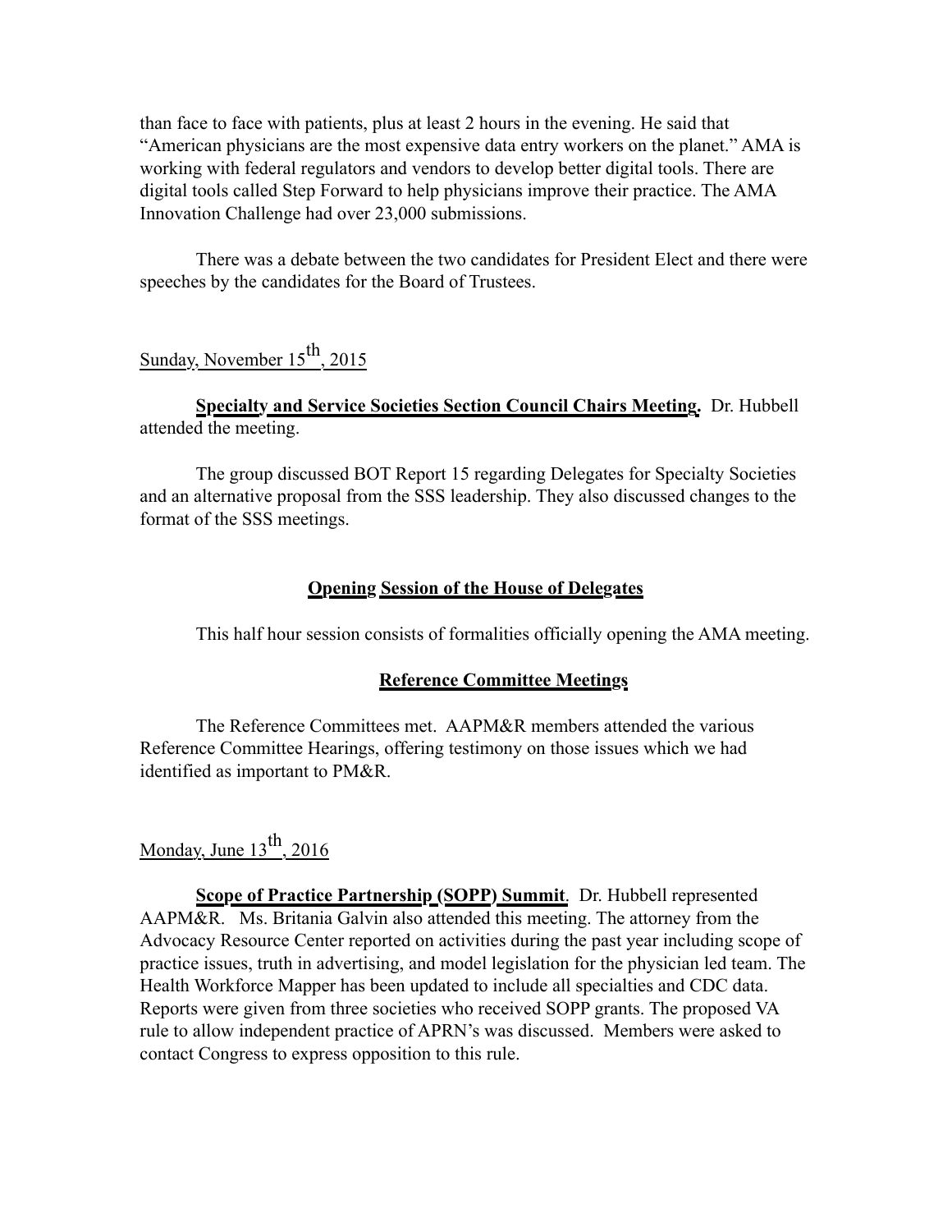than face to face with patients, plus at least 2 hours in the evening. He said that "American physicians are the most expensive data entry workers on the planet." AMA is working with federal regulators and vendors to develop better digital tools. There are digital tools called Step Forward to help physicians improve their practice. The AMA Innovation Challenge had over 23,000 submissions.

There was a debate between the two candidates for President Elect and there were speeches by the candidates for the Board of Trustees.

<u>Sunday, November 15th, 2015</u>

**<u>Specialty and Service Societies Section Council Chairs Meeting.</u>** Dr. Hubbell attended the meeting.

The group discussed BOT Report 15 regarding Delegates for Specialty Societies and an alternative proposal from the SSS leadership. They also discussed changes to the format of the SSS meetings.

**<u>Opening Session of the House of Delegates</u>**

This half hour session consists of formalities officially opening the AMA meeting.

**<u>Reference Committee Meetings</u>**

The Reference Committees met. AAPM&R members attended the various Reference Committee Hearings, offering testimony on those issues which we had identified as important to PM&R.

<u>Monday, June 13th, 2016</u>

**<u>Scope of Practice Partnership (SOPP) Summit</u>**. Dr. Hubbell represented AAPM&R. Ms. Britania Galvin also attended this meeting. The attorney from the Advocacy Resource Center reported on activities during the past year including scope of practice issues, truth in advertising, and model legislation for the physician led team. The Health Workforce Mapper has been updated to include all specialties and CDC data. Reports were given from three societies who received SOPP grants. The proposed VA rule to allow independent practice of APRN's was discussed. Members were asked to contact Congress to express opposition to this rule.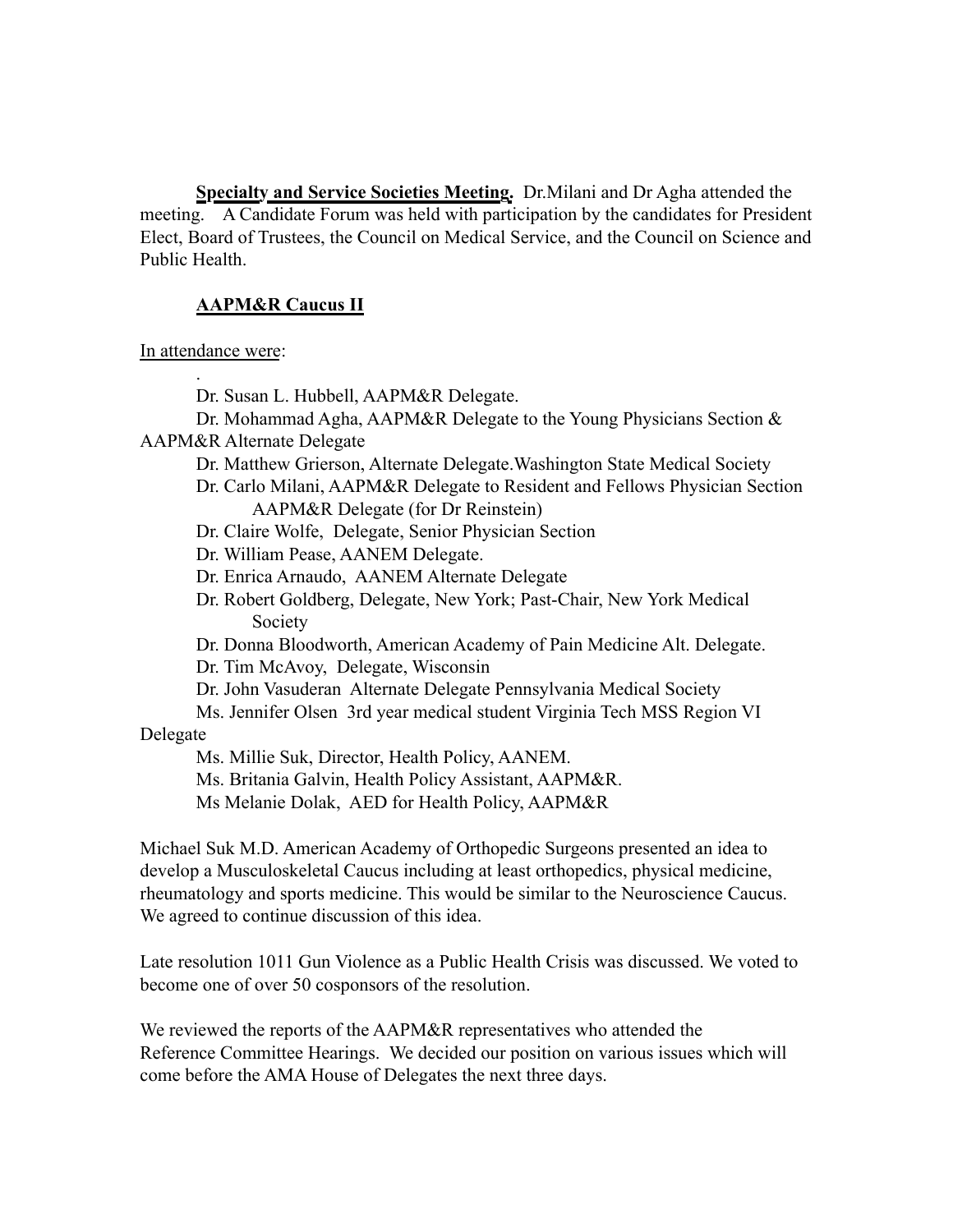**<u>Specialty and Service Societies Meeting</u>.** Dr.Milani and Dr Agha attended the meeting. A Candidate Forum was held with participation by the candidates for President Elect, Board of Trustees, the Council on Medical Service, and the Council on Science and Public Health.

**<u>AAPM&R Caucus II</u>**

<u>In attendance were</u>:

.

Dr. Susan L. Hubbell, AAPM&R Delegate.

Dr. Mohammad Agha, AAPM&R Delegate to the Young Physicians Section & AAPM&R Alternate Delegate

Dr. Matthew Grierson, Alternate Delegate.Washington State Medical Society

Dr. Carlo Milani, AAPM&R Delegate to Resident and Fellows Physician Section AAPM&R Delegate (for Dr Reinstein)

Dr. Claire Wolfe, Delegate, Senior Physician Section

Dr. William Pease, AANEM Delegate.

Dr. Enrica Arnaudo, AANEM Alternate Delegate

Dr. Robert Goldberg, Delegate, New York; Past-Chair, New York Medical Society

Dr. Donna Bloodworth, American Academy of Pain Medicine Alt. Delegate.

Dr. Tim McAvoy, Delegate, Wisconsin

Dr. John Vasuderan Alternate Delegate Pennsylvania Medical Society

Ms. Jennifer Olsen 3rd year medical student Virginia Tech MSS Region VI Delegate

Ms. Millie Suk, Director, Health Policy, AANEM.

Ms. Britania Galvin, Health Policy Assistant, AAPM&R.

Ms Melanie Dolak, AED for Health Policy, AAPM&R

Michael Suk M.D. American Academy of Orthopedic Surgeons presented an idea to develop a Musculoskeletal Caucus including at least orthopedics, physical medicine, rheumatology and sports medicine. This would be similar to the Neuroscience Caucus. We agreed to continue discussion of this idea.

Late resolution 1011 Gun Violence as a Public Health Crisis was discussed. We voted to become one of over 50 cosponsors of the resolution.

We reviewed the reports of the AAPM&R representatives who attended the Reference Committee Hearings. We decided our position on various issues which will come before the AMA House of Delegates the next three days.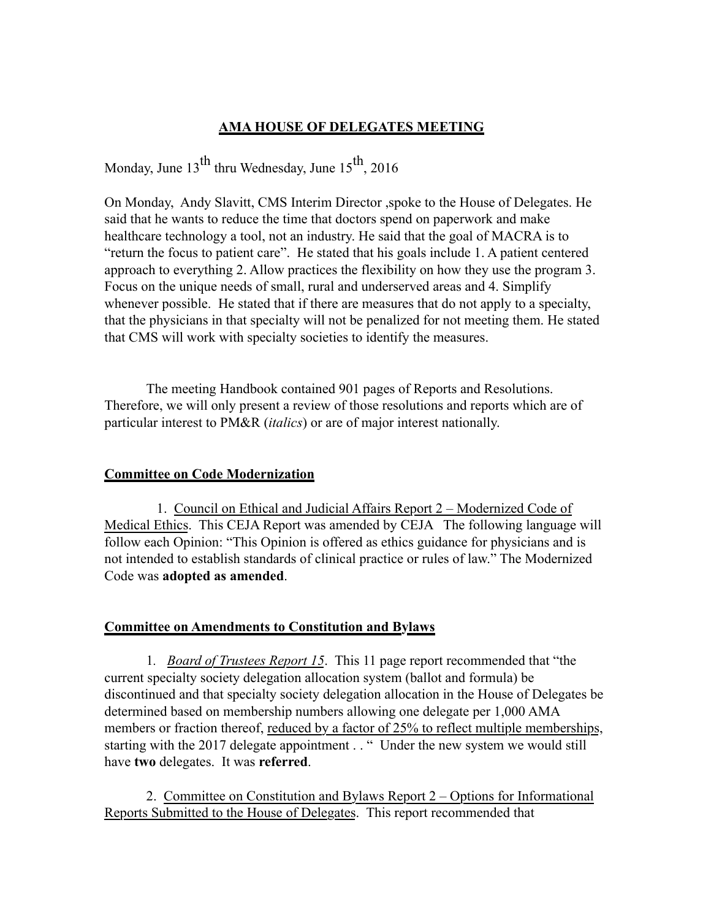# AMA HOUSE OF DELEGATES MEETING

Monday, June 13th thru Wednesday, June 15th, 2016

On Monday, Andy Slavitt, CMS Interim Director ,spoke to the House of Delegates. He said that he wants to reduce the time that doctors spend on paperwork and make healthcare technology a tool, not an industry. He said that the goal of MACRA is to "return the focus to patient care". He stated that his goals include 1. A patient centered approach to everything 2. Allow practices the flexibility on how they use the program 3. Focus on the unique needs of small, rural and underserved areas and 4. Simplify whenever possible. He stated that if there are measures that do not apply to a specialty, that the physicians in that specialty will not be penalized for not meeting them. He stated that CMS will work with specialty societies to identify the measures.

The meeting Handbook contained 901 pages of Reports and Resolutions. Therefore, we will only present a review of those resolutions and reports which are of particular interest to PM&R (*italics*) or are of major interest nationally.

## Committee on Code Modernization

1. Council on Ethical and Judicial Affairs Report 2 – Modernized Code of Medical Ethics. This CEJA Report was amended by CEJA The following language will follow each Opinion: "This Opinion is offered as ethics guidance for physicians and is not intended to establish standards of clinical practice or rules of law." The Modernized Code was **adopted as amended**.

## Committee on Amendments to Constitution and Bylaws

1. *Board of Trustees Report 15*. This 11 page report recommended that "the current specialty society delegation allocation system (ballot and formula) be discontinued and that specialty society delegation allocation in the House of Delegates be determined based on membership numbers allowing one delegate per 1,000 AMA members or fraction thereof, reduced by a factor of 25% to reflect multiple memberships, starting with the 2017 delegate appointment . . " Under the new system we would still have **two** delegates. It was **referred**.

2. Committee on Constitution and Bylaws Report 2 – Options for Informational Reports Submitted to the House of Delegates. This report recommended that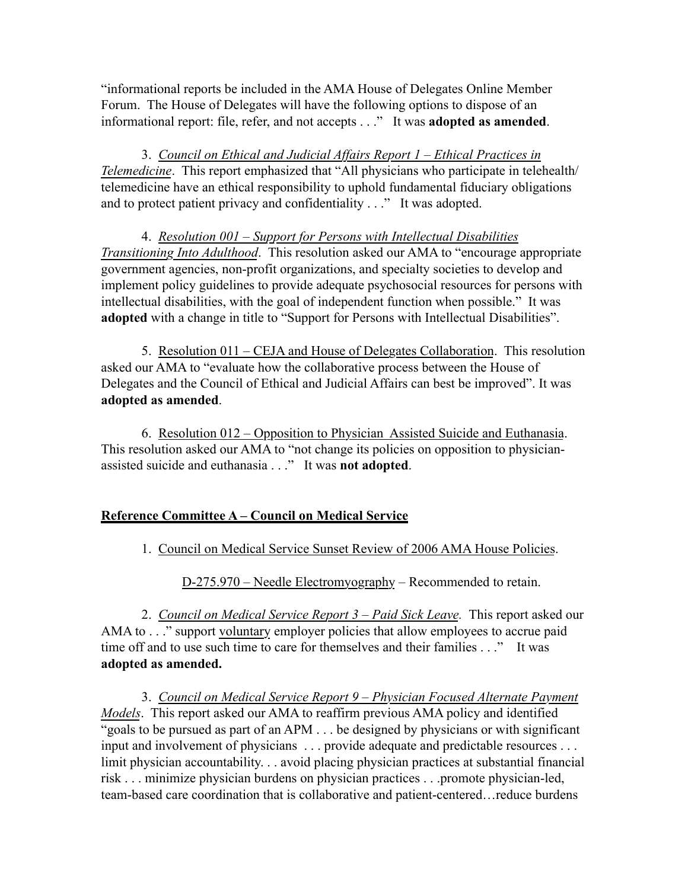"informational reports be included in the AMA House of Delegates Online Member Forum. The House of Delegates will have the following options to dispose of an informational report: file, refer, and not accepts . . ." It was **adopted as amended**.

3. *Council on Ethical and Judicial Affairs Report 1 – Ethical Practices in Telemedicine*. This report emphasized that "All physicians who participate in telehealth/ telemedicine have an ethical responsibility to uphold fundamental fiduciary obligations and to protect patient privacy and confidentiality . . ." It was adopted.

4. *Resolution 001 – Support for Persons with Intellectual Disabilities Transitioning Into Adulthood*. This resolution asked our AMA to "encourage appropriate government agencies, non-profit organizations, and specialty societies to develop and implement policy guidelines to provide adequate psychosocial resources for persons with intellectual disabilities, with the goal of independent function when possible." It was **adopted** with a change in title to "Support for Persons with Intellectual Disabilities".

5. Resolution 011 – CEJA and House of Delegates Collaboration. This resolution asked our AMA to "evaluate how the collaborative process between the House of Delegates and the Council of Ethical and Judicial Affairs can best be improved". It was **adopted as amended**.

6. Resolution 012 – Opposition to Physician Assisted Suicide and Euthanasia. This resolution asked our AMA to "not change its policies on opposition to physician-assisted suicide and euthanasia . . ." It was **not adopted**.

## Reference Committee A – Council on Medical Service

1. Council on Medical Service Sunset Review of 2006 AMA House Policies.

   D-275.970 – Needle Electromyography – Recommended to retain.

2. *Council on Medical Service Report 3 – Paid Sick Leave.* This report asked our AMA to . . ." support voluntary employer policies that allow employees to accrue paid time off and to use such time to care for themselves and their families . . ." It was **adopted as amended.**

3. *Council on Medical Service Report 9 – Physician Focused Alternate Payment Models*. This report asked our AMA to reaffirm previous AMA policy and identified "goals to be pursued as part of an APM . . . be designed by physicians or with significant input and involvement of physicians . . . provide adequate and predictable resources . . . limit physician accountability. . . avoid placing physician practices at substantial financial risk . . . minimize physician burdens on physician practices . . .promote physician-led, team-based care coordination that is collaborative and patient-centered…reduce burdens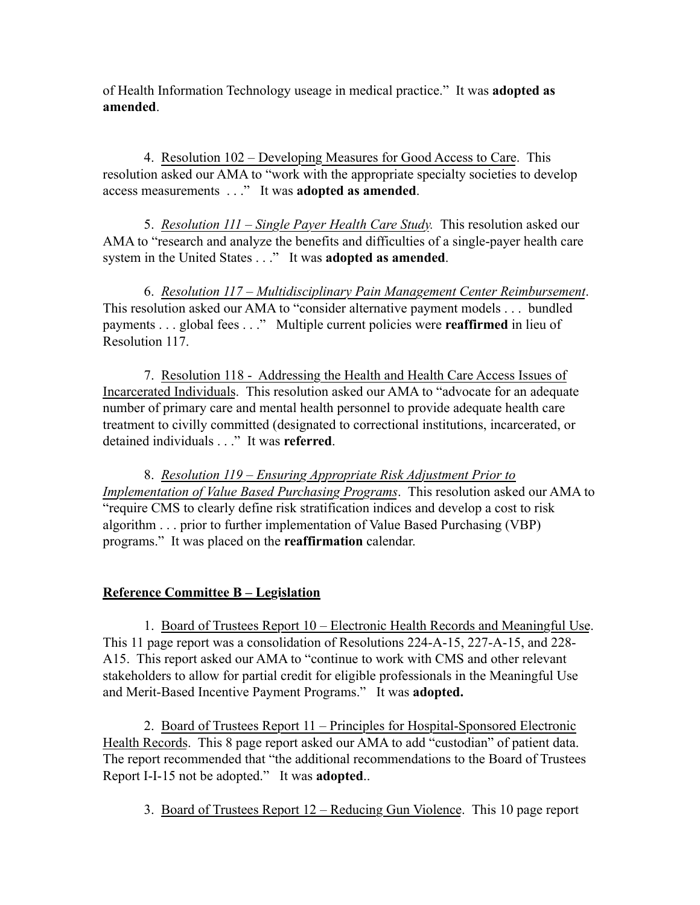of Health Information Technology useage in medical practice." It was **adopted as amended**.

4. Resolution 102 – Developing Measures for Good Access to Care. This resolution asked our AMA to "work with the appropriate specialty societies to develop access measurements . . ." It was **adopted as amended**.

5. *Resolution 111 – Single Payer Health Care Study.* This resolution asked our AMA to "research and analyze the benefits and difficulties of a single-payer health care system in the United States . . ." It was **adopted as amended**.

6. *Resolution 117 – Multidisciplinary Pain Management Center Reimbursement*. This resolution asked our AMA to "consider alternative payment models . . . bundled payments . . . global fees . . ." Multiple current policies were **reaffirmed** in lieu of Resolution 117.

7. Resolution 118 - Addressing the Health and Health Care Access Issues of Incarcerated Individuals. This resolution asked our AMA to "advocate for an adequate number of primary care and mental health personnel to provide adequate health care treatment to civilly committed (designated to correctional institutions, incarcerated, or detained individuals . . ." It was **referred**.

8. *Resolution 119 – Ensuring Appropriate Risk Adjustment Prior to Implementation of Value Based Purchasing Programs*. This resolution asked our AMA to "require CMS to clearly define risk stratification indices and develop a cost to risk algorithm . . . prior to further implementation of Value Based Purchasing (VBP) programs." It was placed on the **reaffirmation** calendar.

**Reference Committee B – Legislation**

1. Board of Trustees Report 10 – Electronic Health Records and Meaningful Use. This 11 page report was a consolidation of Resolutions 224-A-15, 227-A-15, and 228-A15. This report asked our AMA to "continue to work with CMS and other relevant stakeholders to allow for partial credit for eligible professionals in the Meaningful Use and Merit-Based Incentive Payment Programs." It was **adopted.**

2. Board of Trustees Report 11 – Principles for Hospital-Sponsored Electronic Health Records. This 8 page report asked our AMA to add "custodian" of patient data. The report recommended that "the additional recommendations to the Board of Trustees Report I-I-15 not be adopted." It was **adopted**..

3. Board of Trustees Report 12 – Reducing Gun Violence. This 10 page report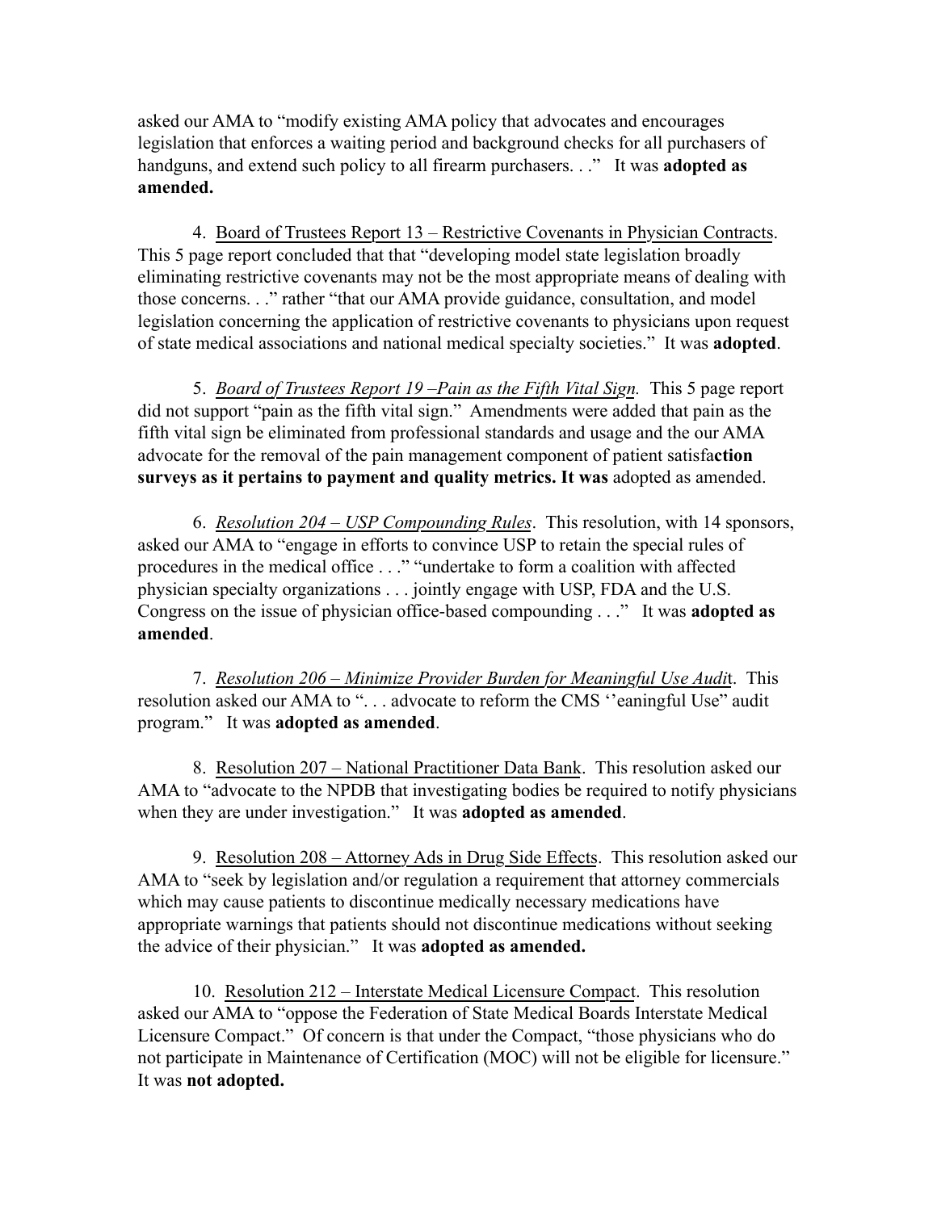asked our AMA to "modify existing AMA policy that advocates and encourages legislation that enforces a waiting period and background checks for all purchasers of handguns, and extend such policy to all firearm purchasers. . ." It was **adopted as amended.**

4. Board of Trustees Report 13 – Restrictive Covenants in Physician Contracts. This 5 page report concluded that that "developing model state legislation broadly eliminating restrictive covenants may not be the most appropriate means of dealing with those concerns. . ." rather "that our AMA provide guidance, consultation, and model legislation concerning the application of restrictive covenants to physicians upon request of state medical associations and national medical specialty societies." It was **adopted**.

5. *Board of Trustees Report 19 –Pain as the Fifth Vital Sign.* This 5 page report did not support "pain as the fifth vital sign." Amendments were added that pain as the fifth vital sign be eliminated from professional standards and usage and the our AMA advocate for the removal of the pain management component of patient satisfa**ction surveys as it pertains to payment and quality metrics. It was** adopted as amended.

6. *Resolution 204 – USP Compounding Rules*. This resolution, with 14 sponsors, asked our AMA to "engage in efforts to convince USP to retain the special rules of procedures in the medical office . . ." "undertake to form a coalition with affected physician specialty organizations . . . jointly engage with USP, FDA and the U.S. Congress on the issue of physician office-based compounding . . ." It was **adopted as amended**.

7. *Resolution 206 – Minimize Provider Burden for Meaningful Use Audit*. This resolution asked our AMA to ". . . advocate to reform the CMS ''eaningful Use" audit program." It was **adopted as amended**.

8. Resolution 207 – National Practitioner Data Bank. This resolution asked our AMA to "advocate to the NPDB that investigating bodies be required to notify physicians when they are under investigation." It was **adopted as amended**.

9. Resolution 208 – Attorney Ads in Drug Side Effects. This resolution asked our AMA to "seek by legislation and/or regulation a requirement that attorney commercials which may cause patients to discontinue medically necessary medications have appropriate warnings that patients should not discontinue medications without seeking the advice of their physician." It was **adopted as amended.**

10. Resolution 212 – Interstate Medical Licensure Compact. This resolution asked our AMA to "oppose the Federation of State Medical Boards Interstate Medical Licensure Compact." Of concern is that under the Compact, "those physicians who do not participate in Maintenance of Certification (MOC) will not be eligible for licensure." It was **not adopted.**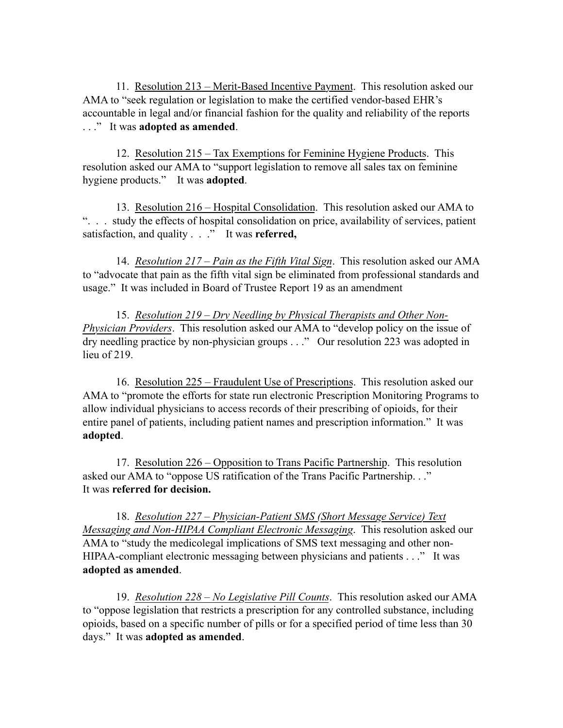11. Resolution 213 – Merit-Based Incentive Payment. This resolution asked our AMA to "seek regulation or legislation to make the certified vendor-based EHR's accountable in legal and/or financial fashion for the quality and reliability of the reports . . ." It was **adopted as amended**.

12. Resolution 215 – Tax Exemptions for Feminine Hygiene Products. This resolution asked our AMA to "support legislation to remove all sales tax on feminine hygiene products." It was **adopted**.

13. Resolution 216 – Hospital Consolidation. This resolution asked our AMA to ". . . study the effects of hospital consolidation on price, availability of services, patient satisfaction, and quality . . ." It was **referred,**

14. *Resolution 217 – Pain as the Fifth Vital Sign*. This resolution asked our AMA to "advocate that pain as the fifth vital sign be eliminated from professional standards and usage." It was included in Board of Trustee Report 19 as an amendment

15. *Resolution 219 – Dry Needling by Physical Therapists and Other Non-Physician Providers*. This resolution asked our AMA to "develop policy on the issue of dry needling practice by non-physician groups . . ." Our resolution 223 was adopted in lieu of 219.

16. Resolution 225 – Fraudulent Use of Prescriptions. This resolution asked our AMA to "promote the efforts for state run electronic Prescription Monitoring Programs to allow individual physicians to access records of their prescribing of opioids, for their entire panel of patients, including patient names and prescription information." It was **adopted**.

17. Resolution 226 – Opposition to Trans Pacific Partnership. This resolution asked our AMA to "oppose US ratification of the Trans Pacific Partnership. . ." It was **referred for decision.**

18. *Resolution 227 – Physician-Patient SMS (Short Message Service) Text Messaging and Non-HIPAA Compliant Electronic Messaging*. This resolution asked our AMA to "study the medicolegal implications of SMS text messaging and other non-HIPAA-compliant electronic messaging between physicians and patients . . ." It was **adopted as amended**.

19. *Resolution 228 – No Legislative Pill Counts*. This resolution asked our AMA to "oppose legislation that restricts a prescription for any controlled substance, including opioids, based on a specific number of pills or for a specified period of time less than 30 days." It was **adopted as amended**.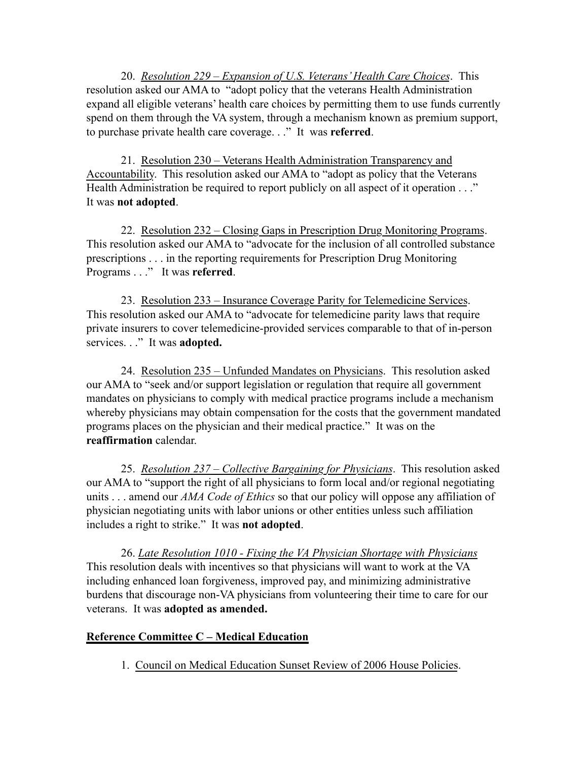20. *Resolution 229 – Expansion of U.S. Veterans' Health Care Choices*. This resolution asked our AMA to "adopt policy that the veterans Health Administration expand all eligible veterans' health care choices by permitting them to use funds currently spend on them through the VA system, through a mechanism known as premium support, to purchase private health care coverage. . ." It was **referred**.

21. Resolution 230 – Veterans Health Administration Transparency and Accountability. This resolution asked our AMA to "adopt as policy that the Veterans Health Administration be required to report publicly on all aspect of it operation . . ." It was **not adopted**.

22. Resolution 232 – Closing Gaps in Prescription Drug Monitoring Programs. This resolution asked our AMA to "advocate for the inclusion of all controlled substance prescriptions . . . in the reporting requirements for Prescription Drug Monitoring Programs . . ." It was **referred**.

23. Resolution 233 – Insurance Coverage Parity for Telemedicine Services. This resolution asked our AMA to "advocate for telemedicine parity laws that require private insurers to cover telemedicine-provided services comparable to that of in-person services. . ." It was **adopted.**

24. Resolution 235 – Unfunded Mandates on Physicians. This resolution asked our AMA to "seek and/or support legislation or regulation that require all government mandates on physicians to comply with medical practice programs include a mechanism whereby physicians may obtain compensation for the costs that the government mandated programs places on the physician and their medical practice." It was on the **reaffirmation** calendar.

25. *Resolution 237 – Collective Bargaining for Physicians*. This resolution asked our AMA to "support the right of all physicians to form local and/or regional negotiating units . . . amend our *AMA Code of Ethics* so that our policy will oppose any affiliation of physician negotiating units with labor unions or other entities unless such affiliation includes a right to strike." It was **not adopted**.

26. *Late Resolution 1010 - Fixing the VA Physician Shortage with Physicians* This resolution deals with incentives so that physicians will want to work at the VA including enhanced loan forgiveness, improved pay, and minimizing administrative burdens that discourage non-VA physicians from volunteering their time to care for our veterans. It was **adopted as amended.**

**Reference Committee C – Medical Education**

1. Council on Medical Education Sunset Review of 2006 House Policies.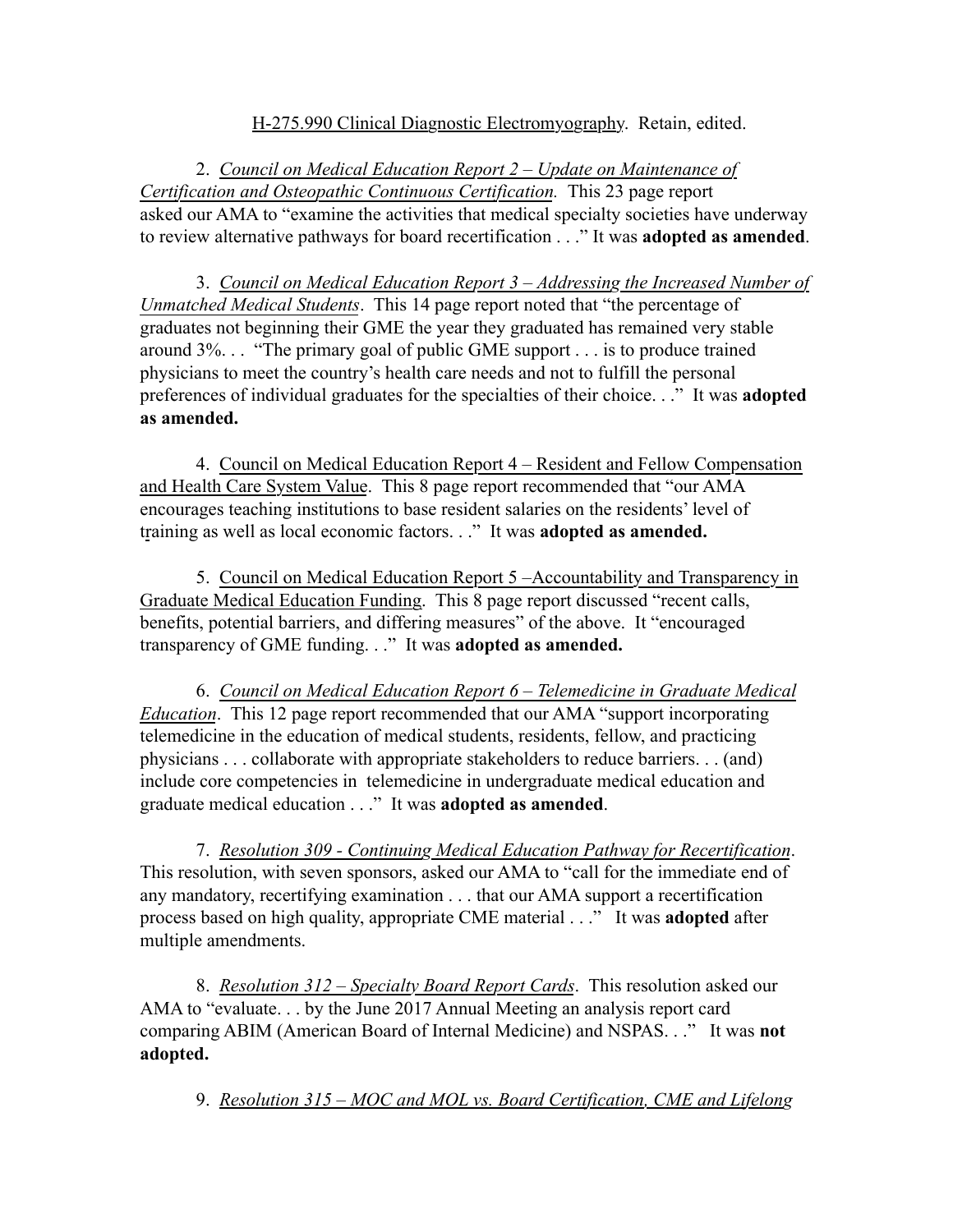<u>H-275.990 Clinical Diagnostic Electromyography</u>. Retain, edited.

2. *<u>Council on Medical Education Report 2 – Update on Maintenance of Certification and Osteopathic Continuous Certification</u>.* This 23 page report asked our AMA to "examine the activities that medical specialty societies have underway to review alternative pathways for board recertification . . ." It was **adopted as amended**.

3. *<u>Council on Medical Education Report 3 – Addressing the Increased Number of Unmatched Medical Students</u>*. This 14 page report noted that "the percentage of graduates not beginning their GME the year they graduated has remained very stable around 3%. . . "The primary goal of public GME support . . . is to produce trained physicians to meet the country's health care needs and not to fulfill the personal preferences of individual graduates for the specialties of their choice. . ." It was **adopted as amended.**

4. <u>Council on Medical Education Report 4 – Resident and Fellow Compensation and Health Care System Value</u>. This 8 page report recommended that "our AMA encourages teaching institutions to base resident salaries on the residents' level of training as well as local economic factors. . ." It was **adopted as amended.**

5. <u>Council on Medical Education Report 5 –Accountability and Transparency in Graduate Medical Education Funding</u>. This 8 page report discussed "recent calls, benefits, potential barriers, and differing measures" of the above. It "encouraged transparency of GME funding. . ." It was **adopted as amended.**

6. *<u>Council on Medical Education Report 6 – Telemedicine in Graduate Medical Education</u>*. This 12 page report recommended that our AMA "support incorporating telemedicine in the education of medical students, residents, fellow, and practicing physicians . . . collaborate with appropriate stakeholders to reduce barriers. . . (and) include core competencies in telemedicine in undergraduate medical education and graduate medical education . . ." It was **adopted as amended**.

7. *<u>Resolution 309 - Continuing Medical Education Pathway for Recertification</u>*. This resolution, with seven sponsors, asked our AMA to "call for the immediate end of any mandatory, recertifying examination . . . that our AMA support a recertification process based on high quality, appropriate CME material . . ." It was **adopted** after multiple amendments.

8. *<u>Resolution 312 – Specialty Board Report Cards</u>*. This resolution asked our AMA to "evaluate. . . by the June 2017 Annual Meeting an analysis report card comparing ABIM (American Board of Internal Medicine) and NSPAS. . ." It was **not adopted.**

9. *<u>Resolution 315 – MOC and MOL vs. Board Certification, CME and Lifelong</u>*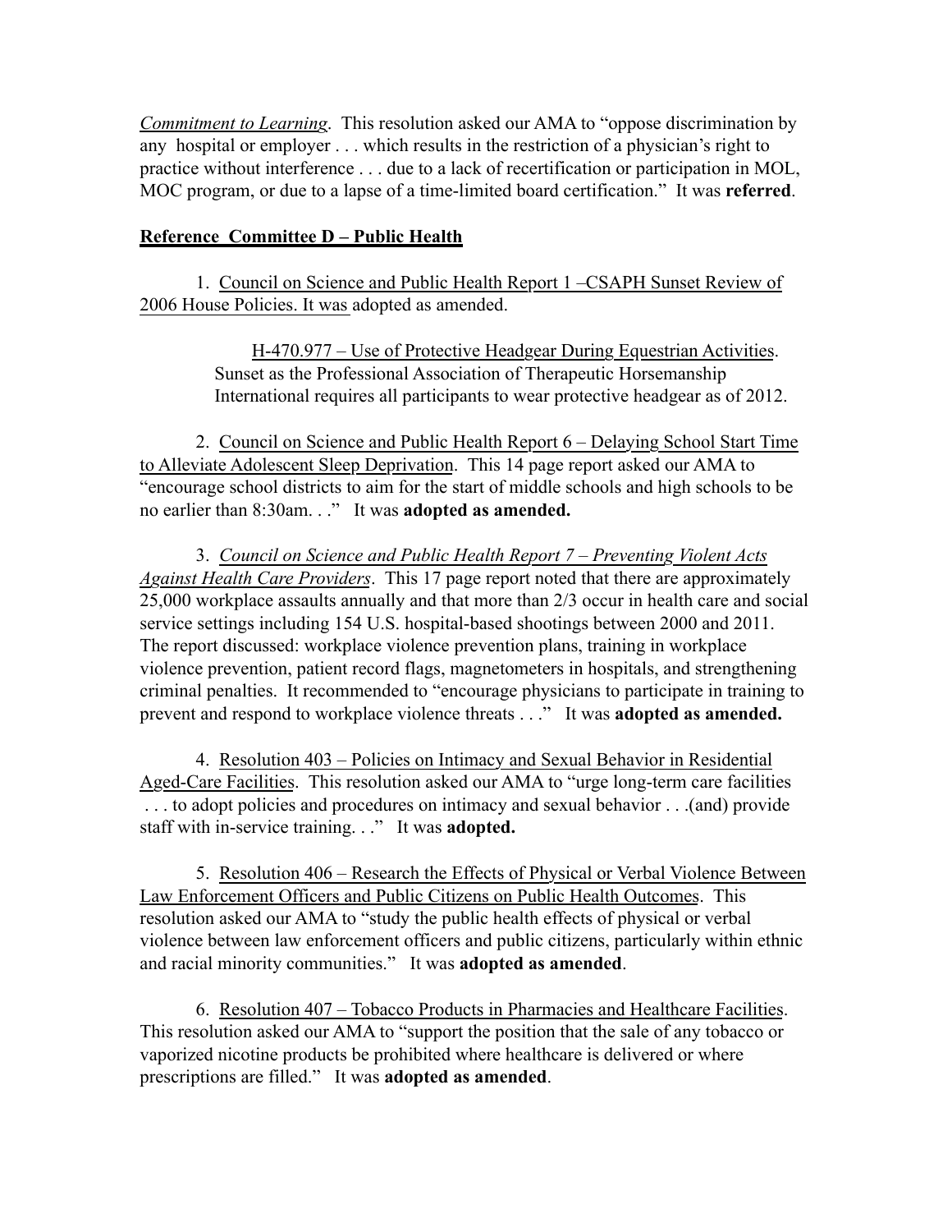*Commitment to Learning*. This resolution asked our AMA to "oppose discrimination by any hospital or employer . . . which results in the restriction of a physician's right to practice without interference . . . due to a lack of recertification or participation in MOL, MOC program, or due to a lapse of a time-limited board certification." It was **referred**.

**Reference Committee D – Public Health**

1. Council on Science and Public Health Report 1 –CSAPH Sunset Review of 2006 House Policies. It was adopted as amended.

> H-470.977 – Use of Protective Headgear During Equestrian Activities. Sunset as the Professional Association of Therapeutic Horsemanship International requires all participants to wear protective headgear as of 2012.

2. Council on Science and Public Health Report 6 – Delaying School Start Time to Alleviate Adolescent Sleep Deprivation. This 14 page report asked our AMA to "encourage school districts to aim for the start of middle schools and high schools to be no earlier than 8:30am. . ." It was **adopted as amended.**

3. *Council on Science and Public Health Report 7 – Preventing Violent Acts Against Health Care Providers*. This 17 page report noted that there are approximately 25,000 workplace assaults annually and that more than 2/3 occur in health care and social service settings including 154 U.S. hospital-based shootings between 2000 and 2011. The report discussed: workplace violence prevention plans, training in workplace violence prevention, patient record flags, magnetometers in hospitals, and strengthening criminal penalties. It recommended to "encourage physicians to participate in training to prevent and respond to workplace violence threats . . ." It was **adopted as amended.**

4. Resolution 403 – Policies on Intimacy and Sexual Behavior in Residential Aged-Care Facilities. This resolution asked our AMA to "urge long-term care facilities . . . to adopt policies and procedures on intimacy and sexual behavior . . .(and) provide staff with in-service training. . ." It was **adopted.**

5. Resolution 406 – Research the Effects of Physical or Verbal Violence Between Law Enforcement Officers and Public Citizens on Public Health Outcomes. This resolution asked our AMA to "study the public health effects of physical or verbal violence between law enforcement officers and public citizens, particularly within ethnic and racial minority communities." It was **adopted as amended**.

6. Resolution 407 – Tobacco Products in Pharmacies and Healthcare Facilities. This resolution asked our AMA to "support the position that the sale of any tobacco or vaporized nicotine products be prohibited where healthcare is delivered or where prescriptions are filled." It was **adopted as amended**.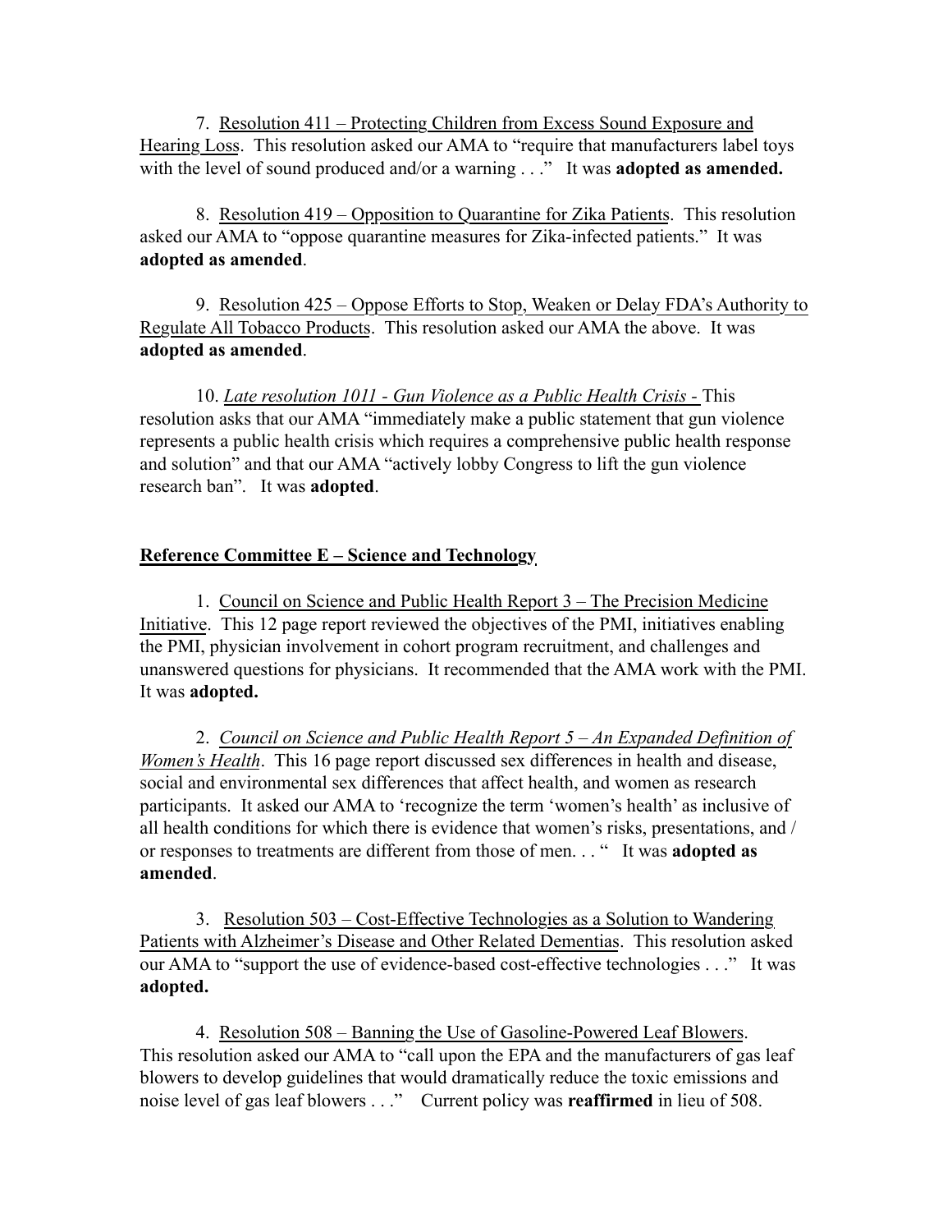7. Resolution 411 – Protecting Children from Excess Sound Exposure and Hearing Loss. This resolution asked our AMA to "require that manufacturers label toys with the level of sound produced and/or a warning . . ." It was **adopted as amended.**

8. Resolution 419 – Opposition to Quarantine for Zika Patients. This resolution asked our AMA to "oppose quarantine measures for Zika-infected patients." It was **adopted as amended**.

9. Resolution 425 – Oppose Efforts to Stop, Weaken or Delay FDA's Authority to Regulate All Tobacco Products. This resolution asked our AMA the above. It was **adopted as amended**.

10. *Late resolution 1011 - Gun Violence as a Public Health Crisis -* This resolution asks that our AMA "immediately make a public statement that gun violence represents a public health crisis which requires a comprehensive public health response and solution" and that our AMA "actively lobby Congress to lift the gun violence research ban". It was **adopted**.

**Reference Committee E – Science and Technology**

1. Council on Science and Public Health Report 3 – The Precision Medicine Initiative. This 12 page report reviewed the objectives of the PMI, initiatives enabling the PMI, physician involvement in cohort program recruitment, and challenges and unanswered questions for physicians. It recommended that the AMA work with the PMI. It was **adopted.**

2. *Council on Science and Public Health Report 5 – An Expanded Definition of Women's Health*. This 16 page report discussed sex differences in health and disease, social and environmental sex differences that affect health, and women as research participants. It asked our AMA to 'recognize the term 'women's health' as inclusive of all health conditions for which there is evidence that women's risks, presentations, and / or responses to treatments are different from those of men. . . " It was **adopted as amended**.

3. Resolution 503 – Cost-Effective Technologies as a Solution to Wandering Patients with Alzheimer's Disease and Other Related Dementias. This resolution asked our AMA to "support the use of evidence-based cost-effective technologies . . ." It was **adopted.**

4. Resolution 508 – Banning the Use of Gasoline-Powered Leaf Blowers. This resolution asked our AMA to "call upon the EPA and the manufacturers of gas leaf blowers to develop guidelines that would dramatically reduce the toxic emissions and noise level of gas leaf blowers . . ." Current policy was **reaffirmed** in lieu of 508.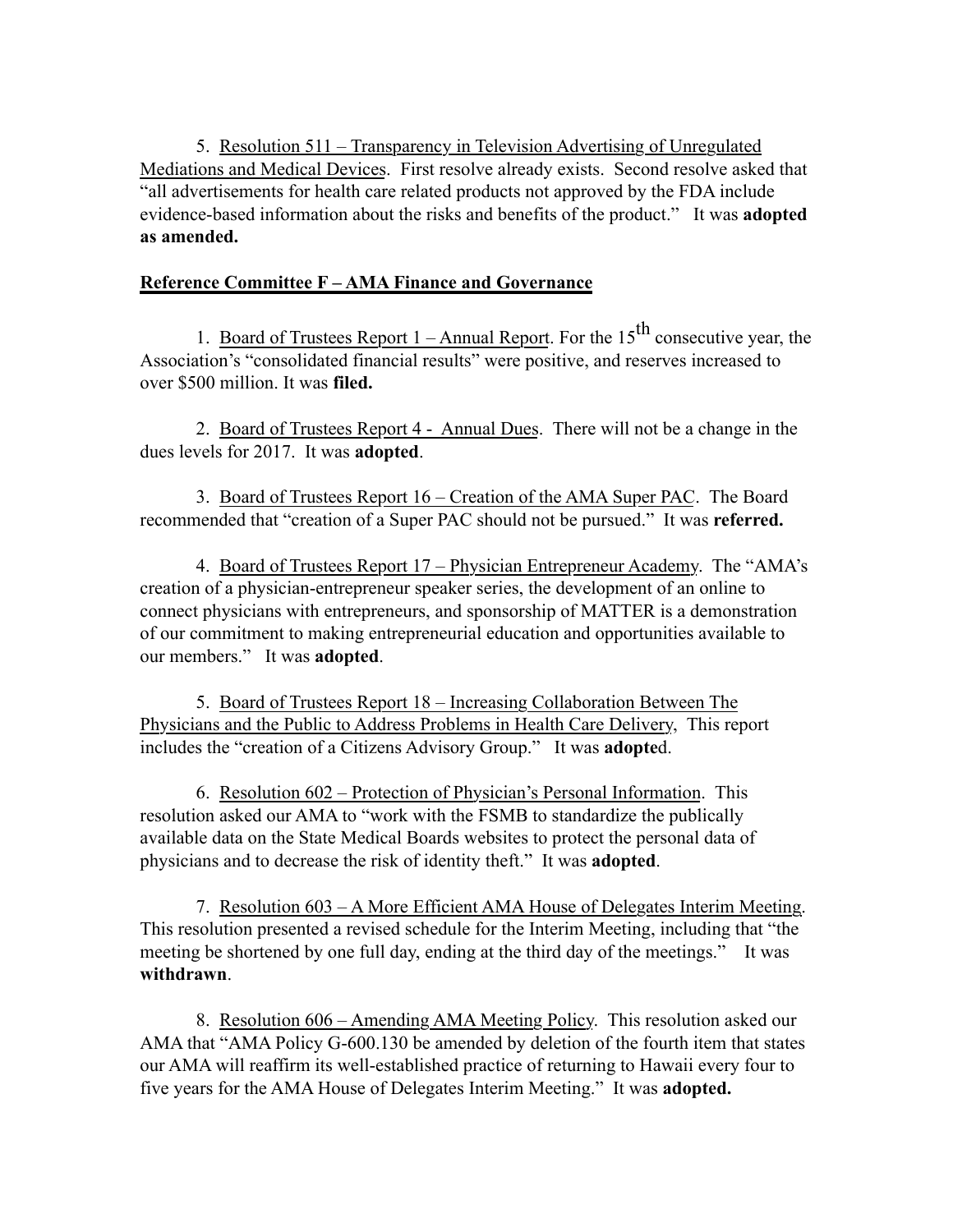5. Resolution 511 – Transparency in Television Advertising of Unregulated Mediations and Medical Devices. First resolve already exists. Second resolve asked that "all advertisements for health care related products not approved by the FDA include evidence-based information about the risks and benefits of the product." It was **adopted as amended.**

**Reference Committee F – AMA Finance and Governance**

1. Board of Trustees Report 1 – Annual Report. For the 15th consecutive year, the Association's "consolidated financial results" were positive, and reserves increased to over $500 million. It was **filed.**

2. Board of Trustees Report 4 - Annual Dues. There will not be a change in the dues levels for 2017. It was **adopted**.

3. Board of Trustees Report 16 – Creation of the AMA Super PAC. The Board recommended that "creation of a Super PAC should not be pursued." It was **referred.**

4. Board of Trustees Report 17 – Physician Entrepreneur Academy. The "AMA's creation of a physician-entrepreneur speaker series, the development of an online to connect physicians with entrepreneurs, and sponsorship of MATTER is a demonstration of our commitment to making entrepreneurial education and opportunities available to our members." It was **adopted**.

5. Board of Trustees Report 18 – Increasing Collaboration Between The Physicians and the Public to Address Problems in Health Care Delivery, This report includes the "creation of a Citizens Advisory Group." It was **adopte**d.

6. Resolution 602 – Protection of Physician's Personal Information. This resolution asked our AMA to "work with the FSMB to standardize the publically available data on the State Medical Boards websites to protect the personal data of physicians and to decrease the risk of identity theft." It was **adopted**.

7. Resolution 603 – A More Efficient AMA House of Delegates Interim Meeting. This resolution presented a revised schedule for the Interim Meeting, including that "the meeting be shortened by one full day, ending at the third day of the meetings." It was **withdrawn**.

8. Resolution 606 – Amending AMA Meeting Policy. This resolution asked our AMA that "AMA Policy G-600.130 be amended by deletion of the fourth item that states our AMA will reaffirm its well-established practice of returning to Hawaii every four to five years for the AMA House of Delegates Interim Meeting." It was **adopted.**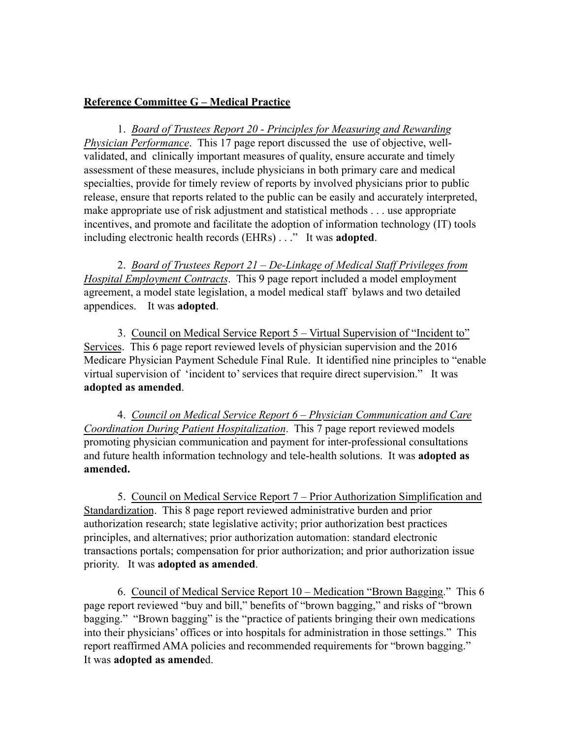**Reference Committee G – Medical Practice**

1. *Board of Trustees Report 20 - Principles for Measuring and Rewarding Physician Performance*. This 17 page report discussed the use of objective, well-validated, and clinically important measures of quality, ensure accurate and timely assessment of these measures, include physicians in both primary care and medical specialties, provide for timely review of reports by involved physicians prior to public release, ensure that reports related to the public can be easily and accurately interpreted, make appropriate use of risk adjustment and statistical methods . . . use appropriate incentives, and promote and facilitate the adoption of information technology (IT) tools including electronic health records (EHRs) . . ." It was **adopted**.

2. *Board of Trustees Report 21 – De-Linkage of Medical Staff Privileges from Hospital Employment Contracts*. This 9 page report included a model employment agreement, a model state legislation, a model medical staff bylaws and two detailed appendices. It was **adopted**.

3. Council on Medical Service Report 5 – Virtual Supervision of "Incident to" Services. This 6 page report reviewed levels of physician supervision and the 2016 Medicare Physician Payment Schedule Final Rule. It identified nine principles to "enable virtual supervision of 'incident to' services that require direct supervision." It was **adopted as amended**.

4. *Council on Medical Service Report 6 – Physician Communication and Care Coordination During Patient Hospitalization*. This 7 page report reviewed models promoting physician communication and payment for inter-professional consultations and future health information technology and tele-health solutions. It was **adopted as amended.**

5. Council on Medical Service Report 7 – Prior Authorization Simplification and Standardization. This 8 page report reviewed administrative burden and prior authorization research; state legislative activity; prior authorization best practices principles, and alternatives; prior authorization automation: standard electronic transactions portals; compensation for prior authorization; and prior authorization issue priority. It was **adopted as amended**.

6. Council of Medical Service Report 10 – Medication "Brown Bagging." This 6 page report reviewed "buy and bill," benefits of "brown bagging," and risks of "brown bagging." "Brown bagging" is the "practice of patients bringing their own medications into their physicians' offices or into hospitals for administration in those settings." This report reaffirmed AMA policies and recommended requirements for "brown bagging." It was **adopted as amended**.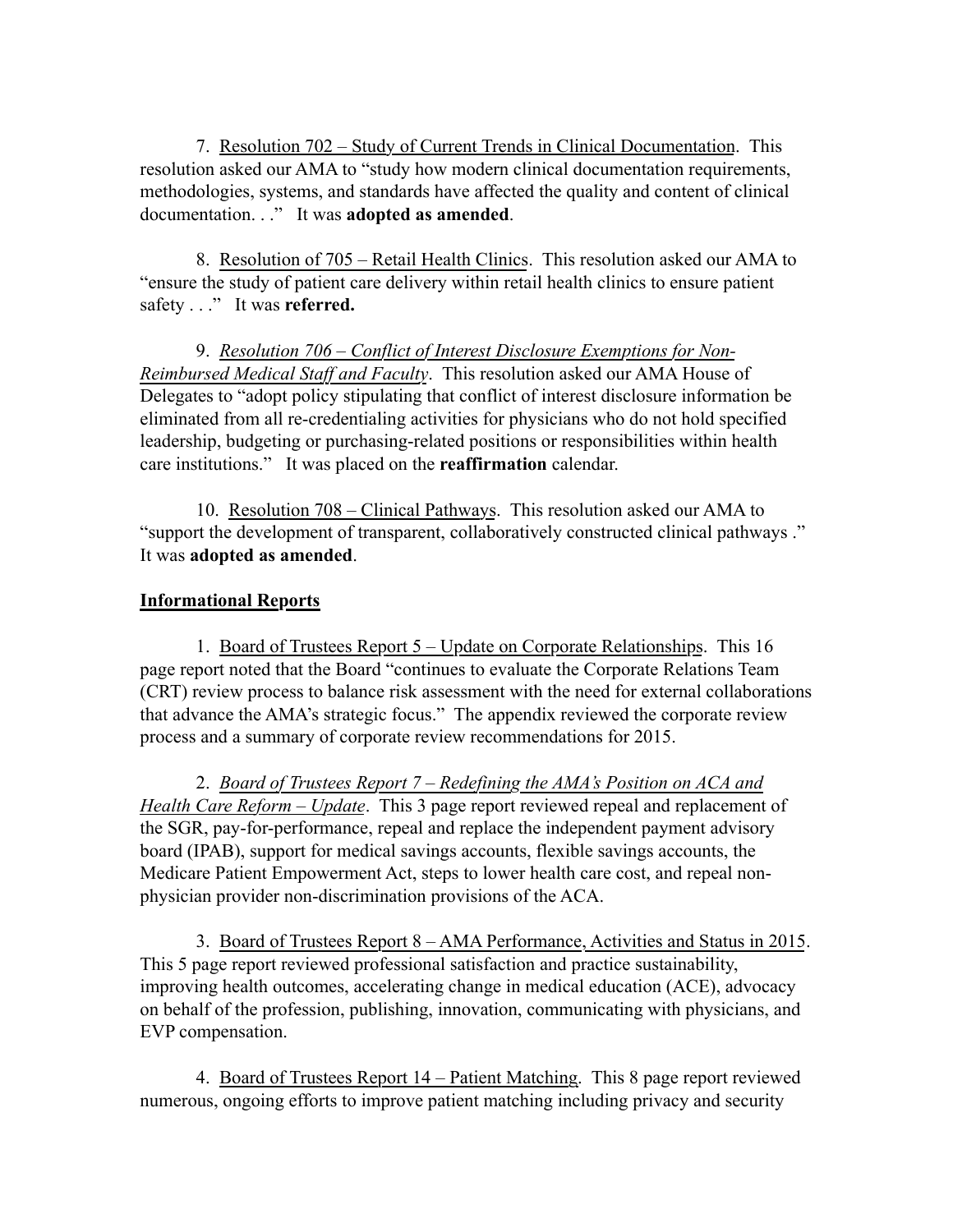7. Resolution 702 – Study of Current Trends in Clinical Documentation. This resolution asked our AMA to "study how modern clinical documentation requirements, methodologies, systems, and standards have affected the quality and content of clinical documentation. . ." It was **adopted as amended**.

8. Resolution of 705 – Retail Health Clinics. This resolution asked our AMA to "ensure the study of patient care delivery within retail health clinics to ensure patient safety . . ." It was **referred.**

9. *Resolution 706 – Conflict of Interest Disclosure Exemptions for Non-Reimbursed Medical Staff and Faculty*. This resolution asked our AMA House of Delegates to "adopt policy stipulating that conflict of interest disclosure information be eliminated from all re-credentialing activities for physicians who do not hold specified leadership, budgeting or purchasing-related positions or responsibilities within health care institutions." It was placed on the **reaffirmation** calendar.

10. Resolution 708 – Clinical Pathways. This resolution asked our AMA to "support the development of transparent, collaboratively constructed clinical pathways ." It was **adopted as amended**.

## Informational Reports

1. Board of Trustees Report 5 – Update on Corporate Relationships. This 16 page report noted that the Board "continues to evaluate the Corporate Relations Team (CRT) review process to balance risk assessment with the need for external collaborations that advance the AMA's strategic focus." The appendix reviewed the corporate review process and a summary of corporate review recommendations for 2015.

2. *Board of Trustees Report 7 – Redefining the AMA's Position on ACA and Health Care Reform – Update*. This 3 page report reviewed repeal and replacement of the SGR, pay-for-performance, repeal and replace the independent payment advisory board (IPAB), support for medical savings accounts, flexible savings accounts, the Medicare Patient Empowerment Act, steps to lower health care cost, and repeal non-physician provider non-discrimination provisions of the ACA.

3. Board of Trustees Report 8 – AMA Performance, Activities and Status in 2015. This 5 page report reviewed professional satisfaction and practice sustainability, improving health outcomes, accelerating change in medical education (ACE), advocacy on behalf of the profession, publishing, innovation, communicating with physicians, and EVP compensation.

4. Board of Trustees Report 14 – Patient Matching. This 8 page report reviewed numerous, ongoing efforts to improve patient matching including privacy and security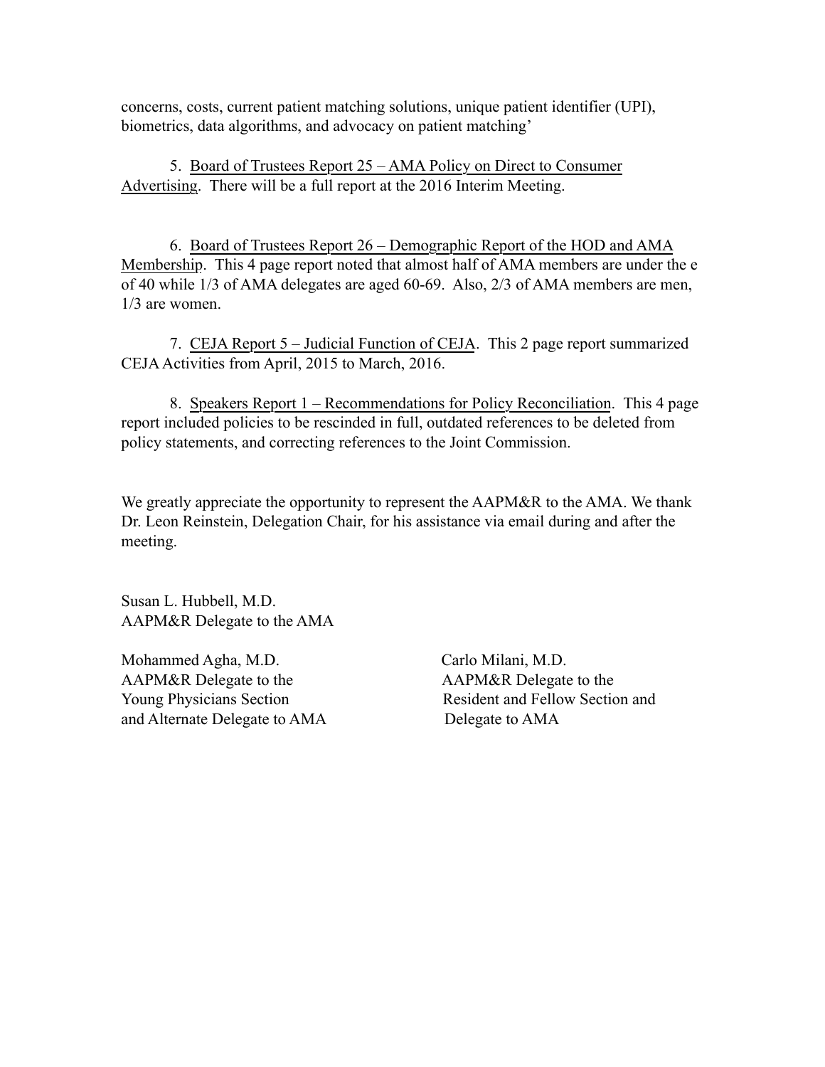concerns, costs, current patient matching solutions, unique patient identifier (UPI), biometrics, data algorithms, and advocacy on patient matching'

5. Board of Trustees Report 25 – AMA Policy on Direct to Consumer Advertising. There will be a full report at the 2016 Interim Meeting.

6. Board of Trustees Report 26 – Demographic Report of the HOD and AMA Membership. This 4 page report noted that almost half of AMA members are under the e of 40 while 1/3 of AMA delegates are aged 60-69. Also, 2/3 of AMA members are men, 1/3 are women.

7. CEJA Report 5 – Judicial Function of CEJA. This 2 page report summarized CEJA Activities from April, 2015 to March, 2016.

8. Speakers Report 1 – Recommendations for Policy Reconciliation. This 4 page report included policies to be rescinded in full, outdated references to be deleted from policy statements, and correcting references to the Joint Commission.

We greatly appreciate the opportunity to represent the AAPM&R to the AMA. We thank Dr. Leon Reinstein, Delegation Chair, for his assistance via email during and after the meeting.

Susan L. Hubbell, M.D.
AAPM&R Delegate to the AMA

Mohammed Agha, M.D.
AAPM&R Delegate to the
Young Physicians Section
and Alternate Delegate to AMA

Carlo Milani, M.D.
AAPM&R Delegate to the
Resident and Fellow Section and
Delegate to AMA